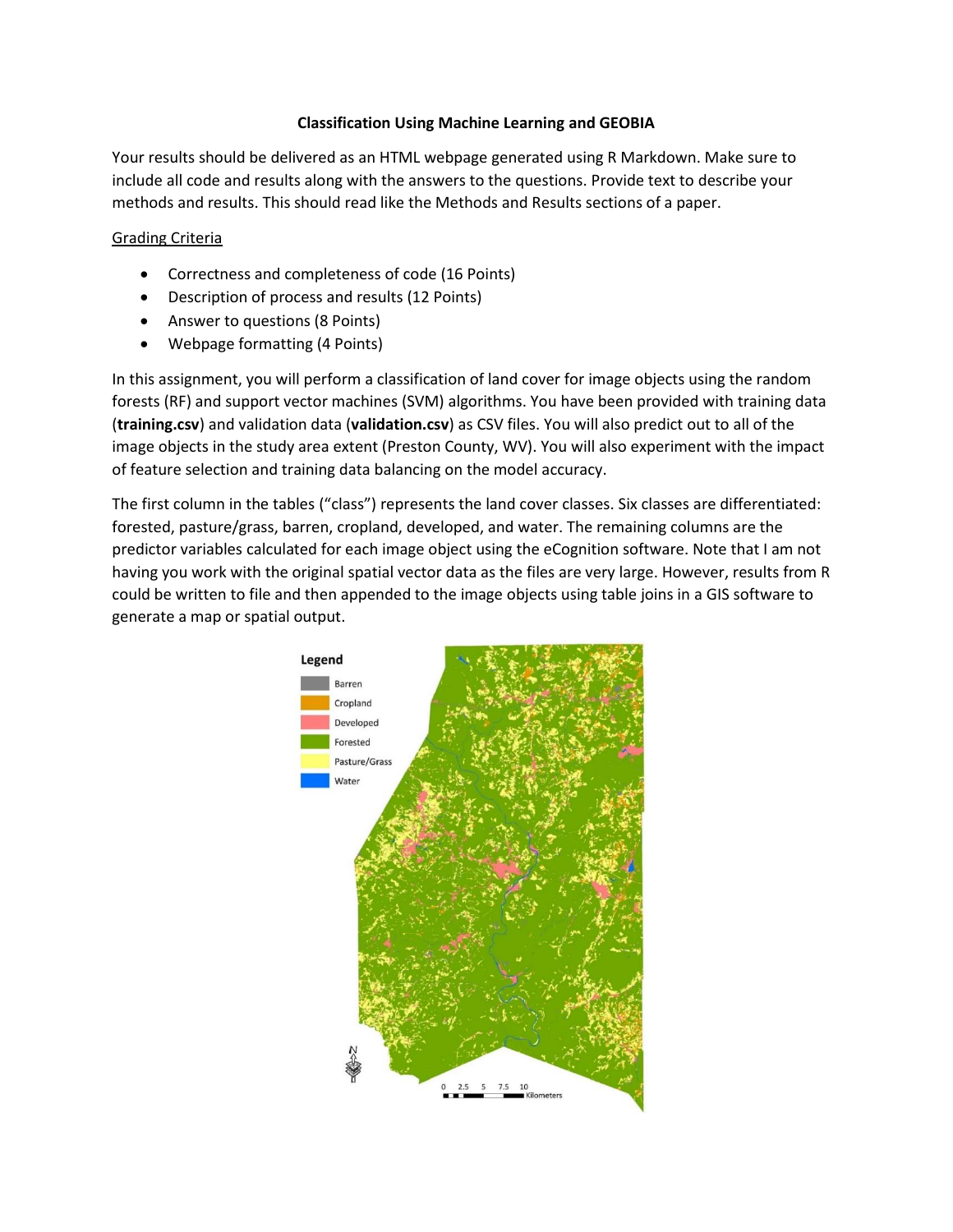# Classification Using Machine Learning and GEOBIA

Your results should be delivered as an HTML webpage generated using R Markdown. Make sure to include all code and results along with the answers to the questions. Provide text to describe your methods and results. This should read like the Methods and Results sections of a paper.

## Grading Criteria

- Correctness and completeness of code (16 Points)
- Description of process and results (12 Points)
- Answer to questions (8 Points)
- Webpage formatting (4 Points)

In this assignment, you will perform a classification of land cover for image objects using the random forests (RF) and support vector machines (SVM) algorithms. You have been provided with training data (**training.csv**) and validation data (**validation.csv**) as CSV files. You will also predict out to all of the image objects in the study area extent (Preston County, WV). You will also experiment with the impact of feature selection and training data balancing on the model accuracy.

The first column in the tables ("class") represents the land cover classes. Six classes are differentiated: forested, pasture/grass, barren, cropland, developed, and water. The remaining columns are the predictor variables calculated for each image object using the eCognition software. Note that I am not having you work with the original spatial vector data as the files are very large. However, results from R could be written to file and then appended to the image objects using table joins in a GIS software to generate a map or spatial output.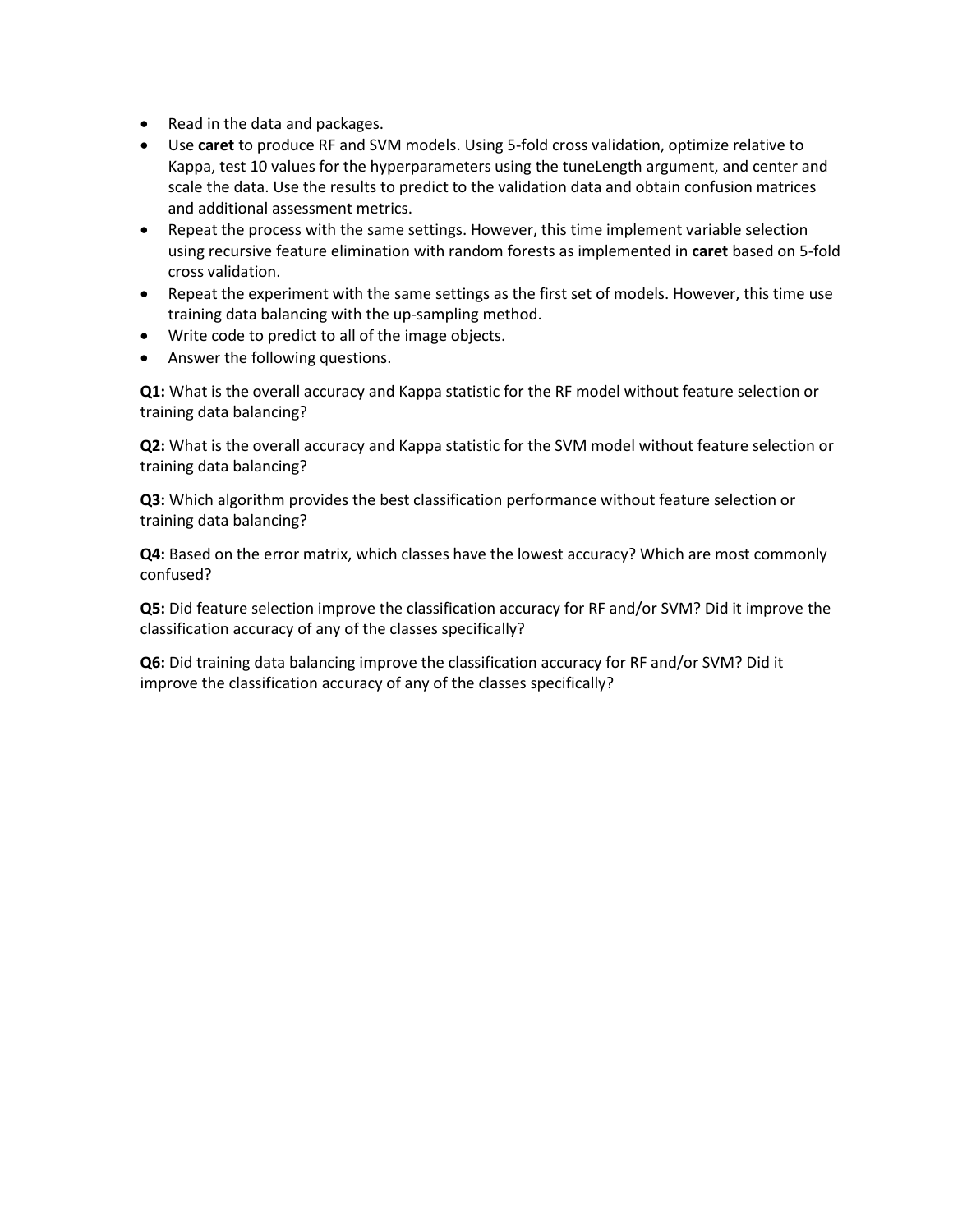- Read in the data and packages.
- Use **caret** to produce RF and SVM models. Using 5-fold cross validation, optimize relative to Kappa, test 10 values for the hyperparameters using the tuneLength argument, and center and scale the data. Use the results to predict to the validation data and obtain confusion matrices and additional assessment metrics.
- Repeat the process with the same settings. However, this time implement variable selection using recursive feature elimination with random forests as implemented in **caret** based on 5-fold cross validation.
- Repeat the experiment with the same settings as the first set of models. However, this time use training data balancing with the up-sampling method.
- Write code to predict to all of the image objects.
- Answer the following questions.

**Q1:** What is the overall accuracy and Kappa statistic for the RF model without feature selection or training data balancing?

**Q2:** What is the overall accuracy and Kappa statistic for the SVM model without feature selection or training data balancing?

**Q3:** Which algorithm provides the best classification performance without feature selection or training data balancing?

**Q4:** Based on the error matrix, which classes have the lowest accuracy? Which are most commonly confused?

**Q5:** Did feature selection improve the classification accuracy for RF and/or SVM? Did it improve the classification accuracy of any of the classes specifically?

**Q6:** Did training data balancing improve the classification accuracy for RF and/or SVM? Did it improve the classification accuracy of any of the classes specifically?